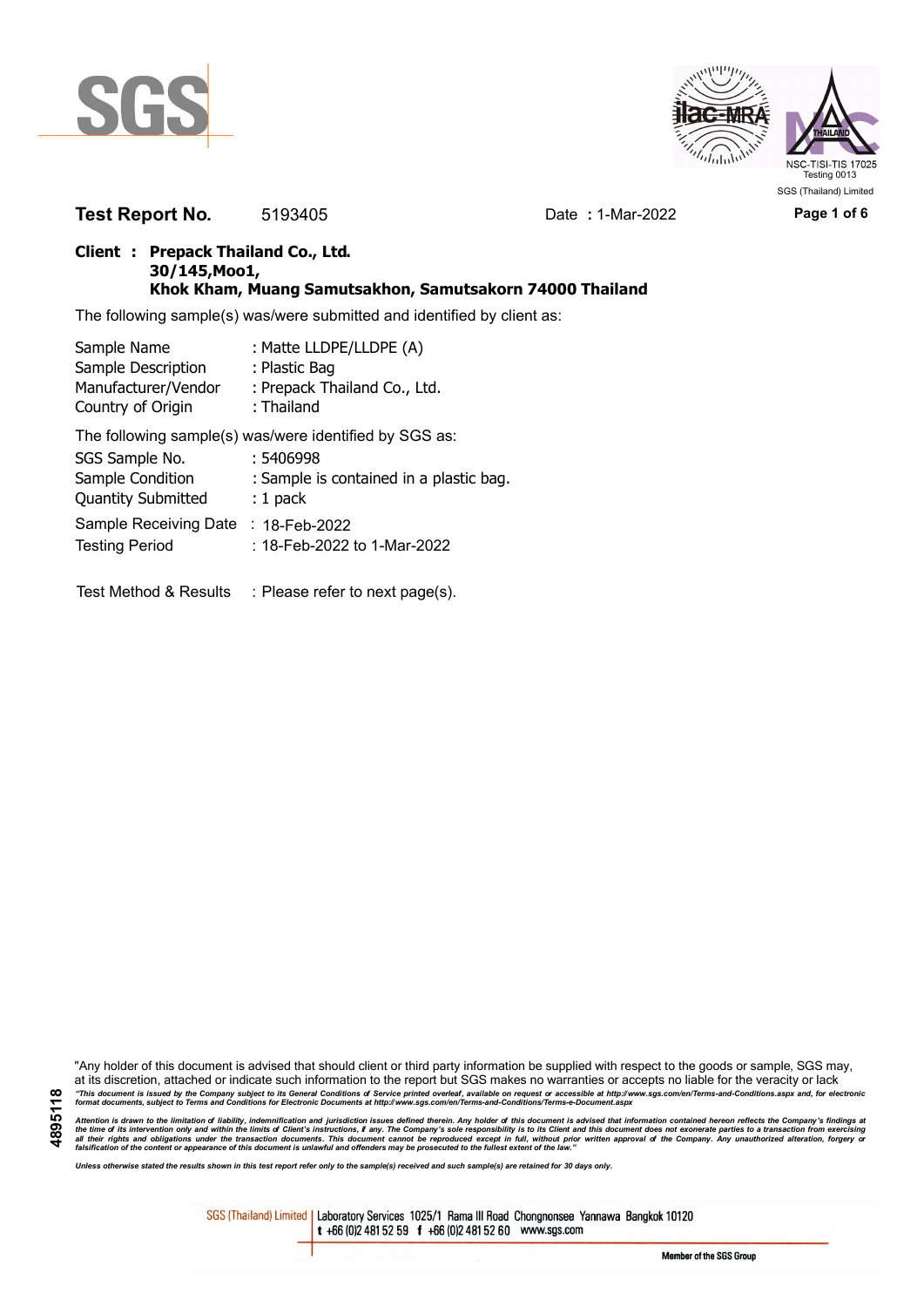**Test Report No.** 5193405 Date **:** 1-Mar-2022

**Client : Prepack Thailand Co., Ltd.**
**30/145,Moo1,**
**Khok Kham, Muang Samutsakhon, Samutsakorn 74000 Thailand**

The following sample(s) was/were submitted and identified by client as:

| | |
|---|---|
| Sample Name | : Matte LLDPE/LLDPE (A) |
| Sample Description | : Plastic Bag |
| Manufacturer/Vendor | : Prepack Thailand Co., Ltd. |
| Country of Origin | : Thailand |

The following sample(s) was/were identified by SGS as:

| | |
|---|---|
| SGS Sample No. | : 5406998 |
| Sample Condition | : Sample is contained in a plastic bag. |
| Quantity Submitted | : 1 pack |
| Sample Receiving Date | : 18-Feb-2022 |
| Testing Period | : 18-Feb-2022 to 1-Mar-2022 |

Test Method & Results : Please refer to next page(s).

"Any holder of this document is advised that should client or third party information be supplied with respect to the goods or sample, SGS may, at its discretion, attached or indicate such information to the report but SGS makes no warranties or accepts no liable for the veracity or lack

*"This document is issued by the Company subject to its General Conditions of Service printed overleaf, available on request or accessible at http://www.sgs.com/en/Terms-and-Conditions.aspx and, for electronic format documents, subject to Terms and Conditions for Electronic Documents at http://www.sgs.com/en/Terms-and-Conditions/Terms-e-Document.aspx*

*Attention is drawn to the limitation of liability, indemnification and jurisdiction issues defined therein. Any holder of this document is advised that information contained hereon reflects the Company's findings at the time of its intervention only and within the limits of Client's instructions, if any. The Company's sole responsibility is to its Client and this document does not exonerate parties to a transaction from exercising all their rights and obligations under the transaction documents. This document cannot be reproduced except in full, without prior written approval of the Company. Any unauthorized alteration, forgery or falsification of the content or appearance of this document is unlawful and offenders may be prosecuted to the fullest extent of the law."*

*Unless otherwise stated the results shown in this test report refer only to the sample(s) received and such sample(s) are retained for 30 days only.*

SGS (Thailand) Limited | Laboratory Services 1025/1 Rama III Road Chongnonsee Yannawa Bangkok 10120 t +66 (0)2 481 52 59 f +66 (0)2 481 52 60 www.sgs.com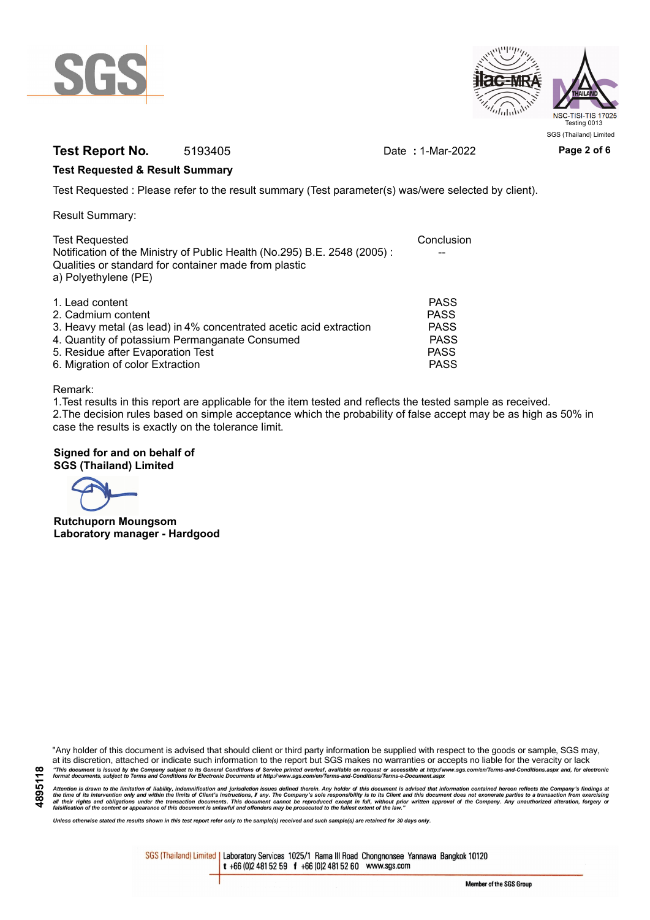**Test Report No.** 5193405 Date : 1-Mar-2022

## Test Requested & Result Summary

Test Requested : Please refer to the result summary (Test parameter(s) was/were selected by client).

Result Summary:

| Test Requested | Conclusion |
|---|---|
| Notification of the Ministry of Public Health (No.295) B.E. 2548 (2005) : Qualities or standard for container made from plastic<br>a) Polyethylene (PE) | -- |
| 1. Lead content | PASS |
| 2. Cadmium content | PASS |
| 3. Heavy metal (as lead) in 4% concentrated acetic acid extraction | PASS |
| 4. Quantity of potassium Permanganate Consumed | PASS |
| 5. Residue after Evaporation Test | PASS |
| 6. Migration of color Extraction | PASS |

Remark:
1.Test results in this report are applicable for the item tested and reflects the tested sample as received.
2.The decision rules based on simple acceptance which the probability of false accept may be as high as 50% in case the results is exactly on the tolerance limit.

**Signed for and on behalf of**
**SGS (Thailand) Limited**

**Rutchuporn Moungsom**
**Laboratory manager - Hardgood**

"Any holder of this document is advised that should client or third party information be supplied with respect to the goods or sample, SGS may, at its discretion, attached or indicate such information to the report but SGS makes no warranties or accepts no liable for the veracity or lack

*"This document is issued by the Company subject to its General Conditions of Service printed overleaf, available on request or accessible at http://www.sgs.com/en/Terms-and-Conditions.aspx and, for electronic format documents, subject to Terms and Conditions for Electronic Documents at http://www.sgs.com/en/Terms-and-Conditions/Terms-e-Document.aspx*

*Attention is drawn to the limitation of liability, indemnification and jurisdiction issues defined therein. Any holder of this document is advised that information contained hereon reflects the Company's findings at the time of its intervention only and within the limits of Client's instructions, if any. The Company's sole responsibility is to its Client and this document does not exonerate parties to a transaction from exercising all their rights and obligations under the transaction documents. This document cannot be reproduced except in full, without prior written approval of the Company. Any unauthorized alteration, forgery or falsification of the content or appearance of this document is unlawful and offenders may be prosecuted to the fullest extent of the law."*

*Unless otherwise stated the results shown in this test report refer only to the sample(s) received and such sample(s) are retained for 30 days only.*

SGS (Thailand) Limited | Laboratory Services 1025/1 Rama III Road Chongnonsee Yannawa Bangkok 10120
t +66 (0)2 481 52 59 f +66 (0)2 481 52 60 www.sgs.com

Member of the SGS Group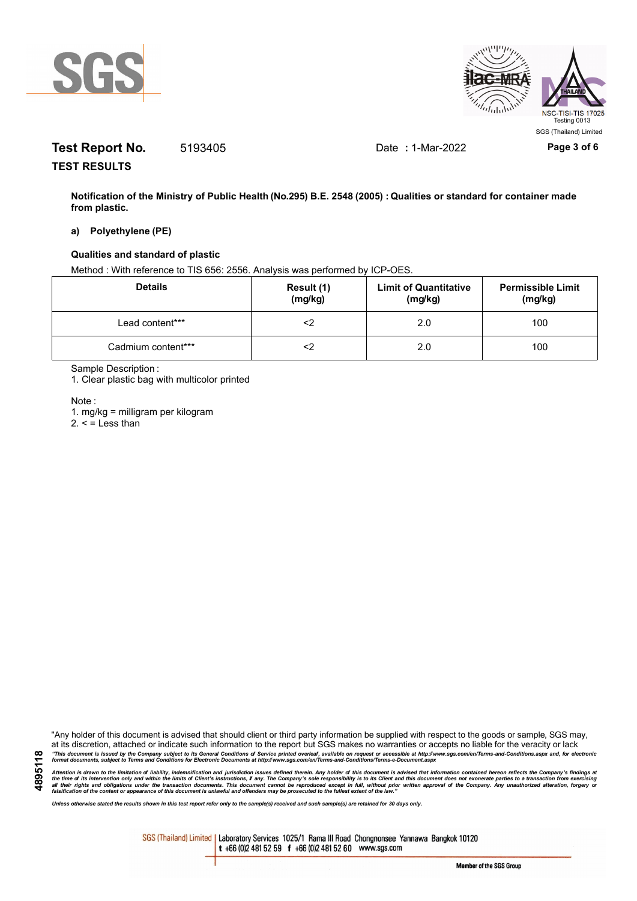**Test Report No.** 5193405 Date **:** 1-Mar-2022

**TEST RESULTS**

**Notification of the Ministry of Public Health (No.295) B.E. 2548 (2005) : Qualities or standard for container made from plastic.**

**a) Polyethylene (PE)**

**Qualities and standard of plastic**

Method : With reference to TIS 656: 2556. Analysis was performed by ICP-OES.

| **Details** | **Result (1) (mg/kg)** | **Limit of Quantitative (mg/kg)** | **Permissible Limit (mg/kg)** |
|---|---|---|---|
| Lead content*** | <2 | 2.0 | 100 |
| Cadmium content*** | <2 | 2.0 | 100 |

Sample Description :

1. Clear plastic bag with multicolor printed

Note :

1. mg/kg = milligram per kilogram
2. < = Less than

"Any holder of this document is advised that should client or third party information be supplied with respect to the goods or sample, SGS may, at its discretion, attached or indicate such information to the report but SGS makes no warranties or accepts no liable for the veracity or lack

*"This document is issued by the Company subject to its General Conditions of Service printed overleaf, available on request or accessible at http://www.sgs.com/en/Terms-and-Conditions.aspx and, for electronic format documents, subject to Terms and Conditions for Electronic Documents at http://www.sgs.com/en/Terms-and-Conditions/Terms-e-Document.aspx*

*Attention is drawn to the limitation of liability, indemnification and jurisdiction issues defined therein. Any holder of this document is advised that information contained hereon reflects the Company's findings at the time of its intervention only and within the limits of Client's instructions, if any. The Company's sole responsibility is to its Client and this document does not exonerate parties to a transaction from exercising all their rights and obligations under the transaction documents. This document cannot be reproduced except in full, without prior written approval of the Company. Any unauthorized alteration, forgery or falsification of the content or appearance of this document is unlawful and offenders may be prosecuted to the fullest extent of the law."*

*Unless otherwise stated the results shown in this test report refer only to the sample(s) received and such sample(s) are retained for 30 days only.*

SGS (Thailand) Limited | Laboratory Services 1025/1 Rama III Road Chongnonsee Yannawa Bangkok 10120 t +66 (0)2 481 52 59 f +66 (0)2 481 52 60 www.sgs.com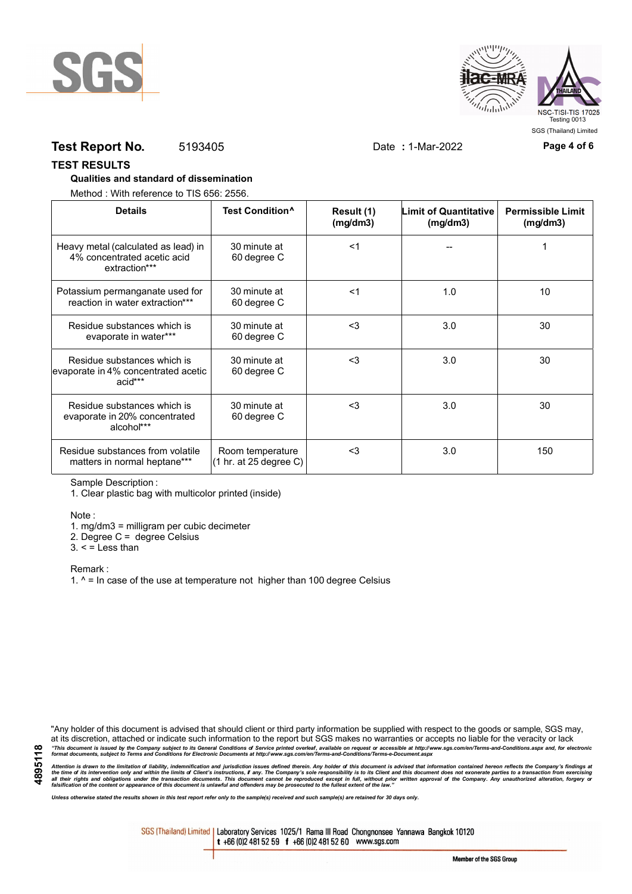**Test Report No.** 5193405 Date **:** 1-Mar-2022

## TEST RESULTS

**Qualities and standard of dissemination**

Method : With reference to TIS 656: 2556.

| Details | Test Condition^ | Result (1) (mg/dm3) | Limit of Quantitative (mg/dm3) | Permissible Limit (mg/dm3) |
|---|---|---|---|---|
| Heavy metal (calculated as lead) in 4% concentrated acetic acid extraction*** | 30 minute at 60 degree C | <1 | -- | 1 |
| Potassium permanganate used for reaction in water extraction*** | 30 minute at 60 degree C | <1 | 1.0 | 10 |
| Residue substances which is evaporate in water*** | 30 minute at 60 degree C | <3 | 3.0 | 30 |
| Residue substances which is evaporate in 4% concentrated acetic acid*** | 30 minute at 60 degree C | <3 | 3.0 | 30 |
| Residue substances which is evaporate in 20% concentrated alcohol*** | 30 minute at 60 degree C | <3 | 3.0 | 30 |
| Residue substances from volatile matters in normal heptane*** | Room temperature (1 hr. at 25 degree C) | <3 | 3.0 | 150 |

Sample Description :

1. Clear plastic bag with multicolor printed (inside)

Note :

1. mg/dm3 = milligram per cubic decimeter
2. Degree C = degree Celsius
3. < = Less than

Remark :

1. ^ = In case of the use at temperature not higher than 100 degree Celsius

"Any holder of this document is advised that should client or third party information be supplied with respect to the goods or sample, SGS may, at its discretion, attached or indicate such information to the report but SGS makes no warranties or accepts no liable for the veracity or lack

*"This document is issued by the Company subject to its General Conditions of Service printed overleaf, available on request or accessible at http://www.sgs.com/en/Terms-and-Conditions.aspx and, for electronic format documents, subject to Terms and Conditions for Electronic Documents at http://www.sgs.com/en/Terms-and-Conditions/Terms-e-Document.aspx*

*Attention is drawn to the limitation of liability, indemnification and jurisdiction issues defined therein. Any holder of this document is advised that information contained hereon reflects the Company's findings at the time of its intervention only and within the limits of Client's instructions, if any. The Company's sole responsibility is to its Client and this document does not exonerate parties to a transaction from exercising all their rights and obligations under the transaction documents. This document cannot be reproduced except in full, without prior written approval of the Company. Any unauthorized alteration, forgery or falsification of the content or appearance of this document is unlawful and offenders may be prosecuted to the fullest extent of the law."*

*Unless otherwise stated the results shown in this test report refer only to the sample(s) received and such sample(s) are retained for 30 days only.*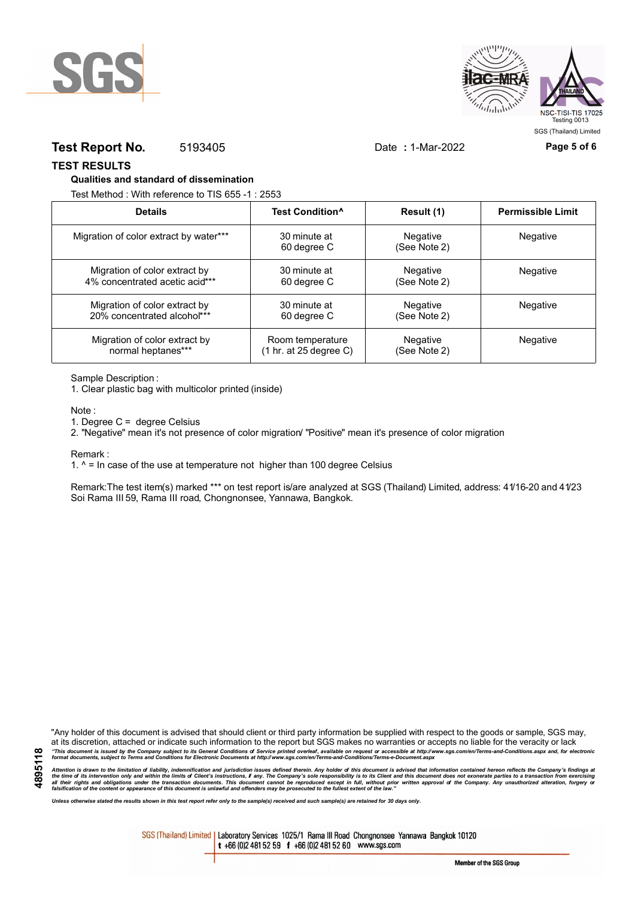**Test Report No.** 5193405 Date **:** 1-Mar-2022

## TEST RESULTS

### Qualities and standard of dissemination

Test Method : With reference to TIS 655 -1 : 2553

| Details | Test Condition^ | Result (1) | Permissible Limit |
|---|---|---|---|
| Migration of color extract by water*** | 30 minute at 60 degree C | Negative (See Note 2) | Negative |
| Migration of color extract by 4% concentrated acetic acid*** | 30 minute at 60 degree C | Negative (See Note 2) | Negative |
| Migration of color extract by 20% concentrated alcohol*** | 30 minute at 60 degree C | Negative (See Note 2) | Negative |
| Migration of color extract by normal heptanes*** | Room temperature (1 hr. at 25 degree C) | Negative (See Note 2) | Negative |

Sample Description :

1. Clear plastic bag with multicolor printed (inside)

Note :

1. Degree C = degree Celsius
2. "Negative" mean it's not presence of color migration/ "Positive" mean it's presence of color migration

Remark :

1. ^ = In case of the use at temperature not higher than 100 degree Celsius

Remark:The test item(s) marked *** on test report is/are analyzed at SGS (Thailand) Limited, address: 41/16-20 and 41/23 Soi Rama III 59, Rama III road, Chongnonsee, Yannawa, Bangkok.

"Any holder of this document is advised that should client or third party information be supplied with respect to the goods or sample, SGS may, at its discretion, attached or indicate such information to the report but SGS makes no warranties or accepts no liable for the veracity or lack

*"This document is issued by the Company subject to its General Conditions of Service printed overleaf, available on request or accessible at http://www.sgs.com/en/Terms-and-Conditions.aspx and, for electronic format documents, subject to Terms and Conditions for Electronic Documents at http://www.sgs.com/en/Terms-and-Conditions/Terms-e-Document.aspx*

*Attention is drawn to the limitation of liability, indemnification and jurisdiction issues defined therein. Any holder of this document is advised that information contained hereon reflects the Company's findings at the time of its intervention only and within the limits of Client's instructions, if any. The Company's sole responsibility is to its Client and this document does not exonerate parties to a transaction from exercising all their rights and obligations under the transaction documents. This document cannot be reproduced except in full, without prior written approval of the Company. Any unauthorized alteration, forgery or falsification of the content or appearance of this document is unlawful and offenders may be prosecuted to the fullest extent of the law."*

*Unless otherwise stated the results shown in this test report refer only to the sample(s) received and such sample(s) are retained for 30 days only.*

4895118

SGS (Thailand) Limited | Laboratory Services 1025/1 Rama III Road Chongnonsee Yannawa Bangkok 10120 t +66 (0)2 481 52 59 f +66 (0)2 481 52 60 www.sgs.com

Member of the SGS Group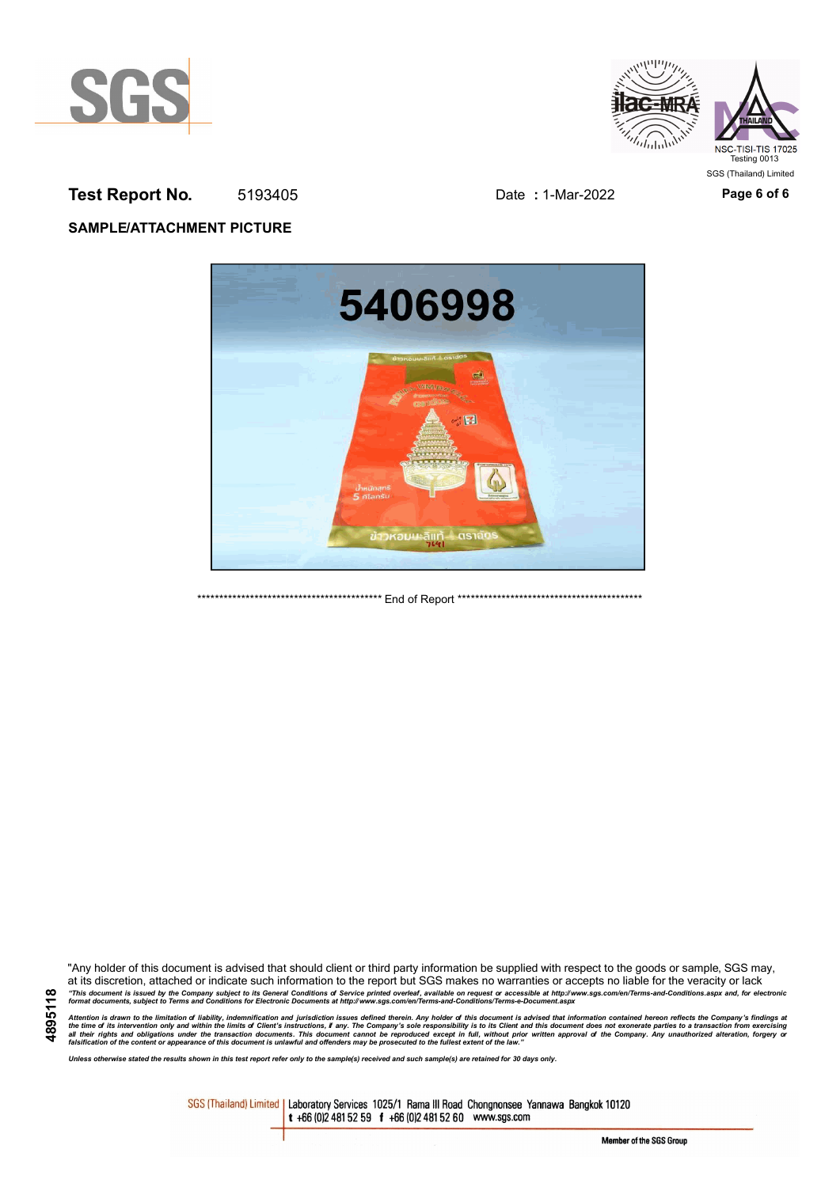**Test Report No.** 5193405 Date : 1-Mar-2022

**SAMPLE/ATTACHMENT PICTURE**

******************************************** End of Report ********************************************

"Any holder of this document is advised that should client or third party information be supplied with respect to the goods or sample, SGS may, at its discretion, attached or indicate such information to the report but SGS makes no warranties or accepts no liable for the veracity or lack

*"This document is issued by the Company subject to its General Conditions of Service printed overleaf, available on request or accessible at http://www.sgs.com/en/Terms-and-Conditions.aspx and, for electronic format documents, subject to Terms and Conditions for Electronic Documents at http://www.sgs.com/en/Terms-and-Conditions/Terms-e-Document.aspx*

*Attention is drawn to the limitation of liability, indemnification and jurisdiction issues defined therein. Any holder of this document is advised that information contained hereon reflects the Company's findings at the time of its intervention only and within the limits of Client's instructions, if any. The Company's sole responsibility is to its Client and this document does not exonerate parties to a transaction from exercising all their rights and obligations under the transaction documents. This document cannot be reproduced except in full, without prior written approval of the Company. Any unauthorized alteration, forgery or falsification of the content or appearance of this document is unlawful and offenders may be prosecuted to the fullest extent of the law."*

*Unless otherwise stated the results shown in this test report refer only to the sample(s) received and such sample(s) are retained for 30 days only.*

4895118

SGS (Thailand) Limited | Laboratory Services 1025/1 Rama III Road Chongnonsee Yannawa Bangkok 10120
t +66 (0)2 481 52 59 f +66 (0)2 481 52 60 www.sgs.com

Member of the SGS Group